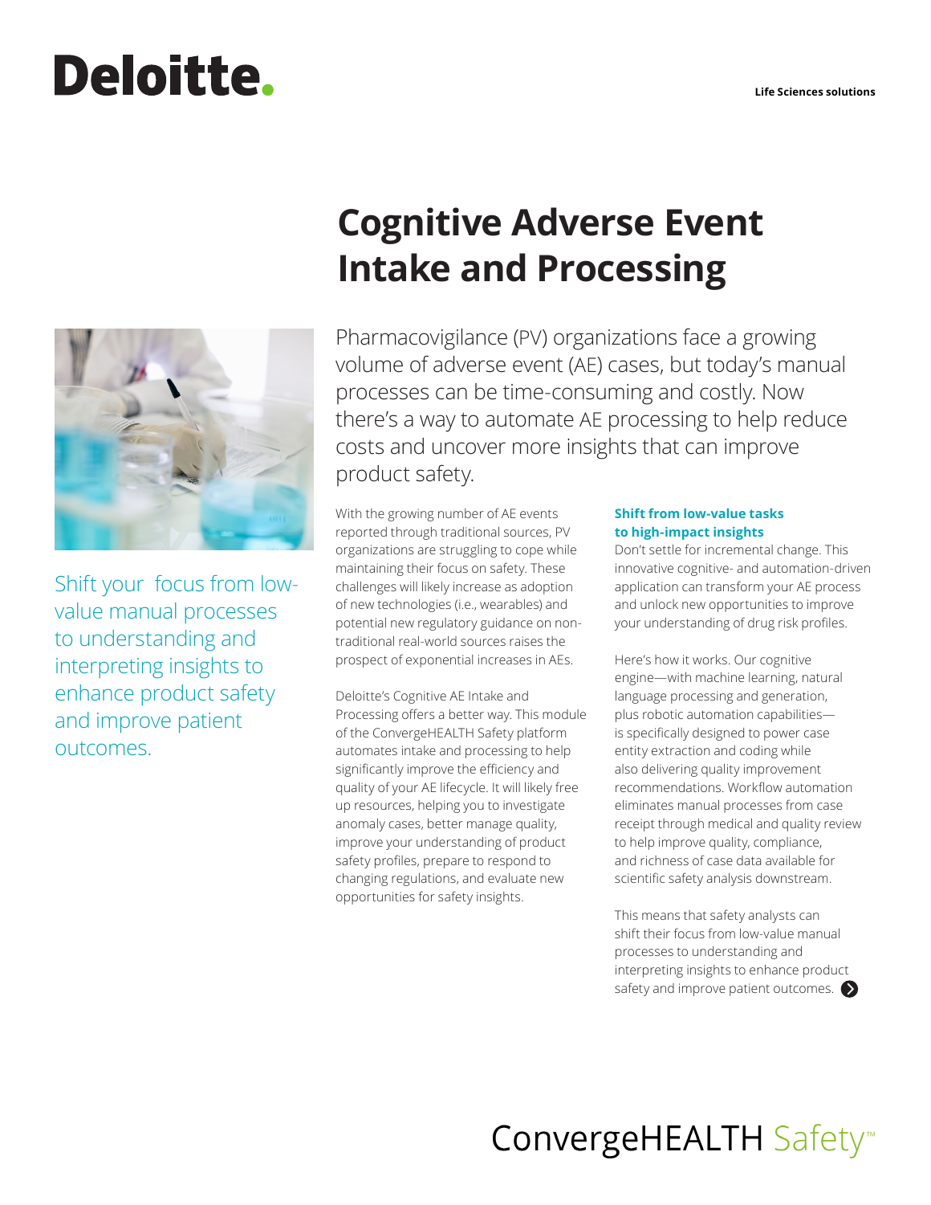Deloitte.

Life Sciences solutions

# Cognitive Adverse Event Intake and Processing

Pharmacovigilance (PV) organizations face a growing volume of adverse event (AE) cases, but today's manual processes can be time-consuming and costly. Now there's a way to automate AE processing to help reduce costs and uncover more insights that can improve product safety.

Shift your focus from low-value manual processes to understanding and interpreting insights to enhance product safety and improve patient outcomes.

With the growing number of AE events reported through traditional sources, PV organizations are struggling to cope while maintaining their focus on safety. These challenges will likely increase as adoption of new technologies (i.e., wearables) and potential new regulatory guidance on non-traditional real-world sources raises the prospect of exponential increases in AEs.

Deloitte's Cognitive AE Intake and Processing offers a better way. This module of the ConvergeHEALTH Safety platform automates intake and processing to help significantly improve the efficiency and quality of your AE lifecycle. It will likely free up resources, helping you to investigate anomaly cases, better manage quality, improve your understanding of product safety profiles, prepare to respond to changing regulations, and evaluate new opportunities for safety insights.

### Shift from low-value tasks to high-impact insights

Don't settle for incremental change. This innovative cognitive- and automation-driven application can transform your AE process and unlock new opportunities to improve your understanding of drug risk profiles.

Here's how it works. Our cognitive engine—with machine learning, natural language processing and generation, plus robotic automation capabilities—is specifically designed to power case entity extraction and coding while also delivering quality improvement recommendations. Workflow automation eliminates manual processes from case receipt through medical and quality review to help improve quality, compliance, and richness of case data available for scientific safety analysis downstream.

This means that safety analysts can shift their focus from low-value manual processes to understanding and interpreting insights to enhance product safety and improve patient outcomes.

ConvergeHEALTH Safety™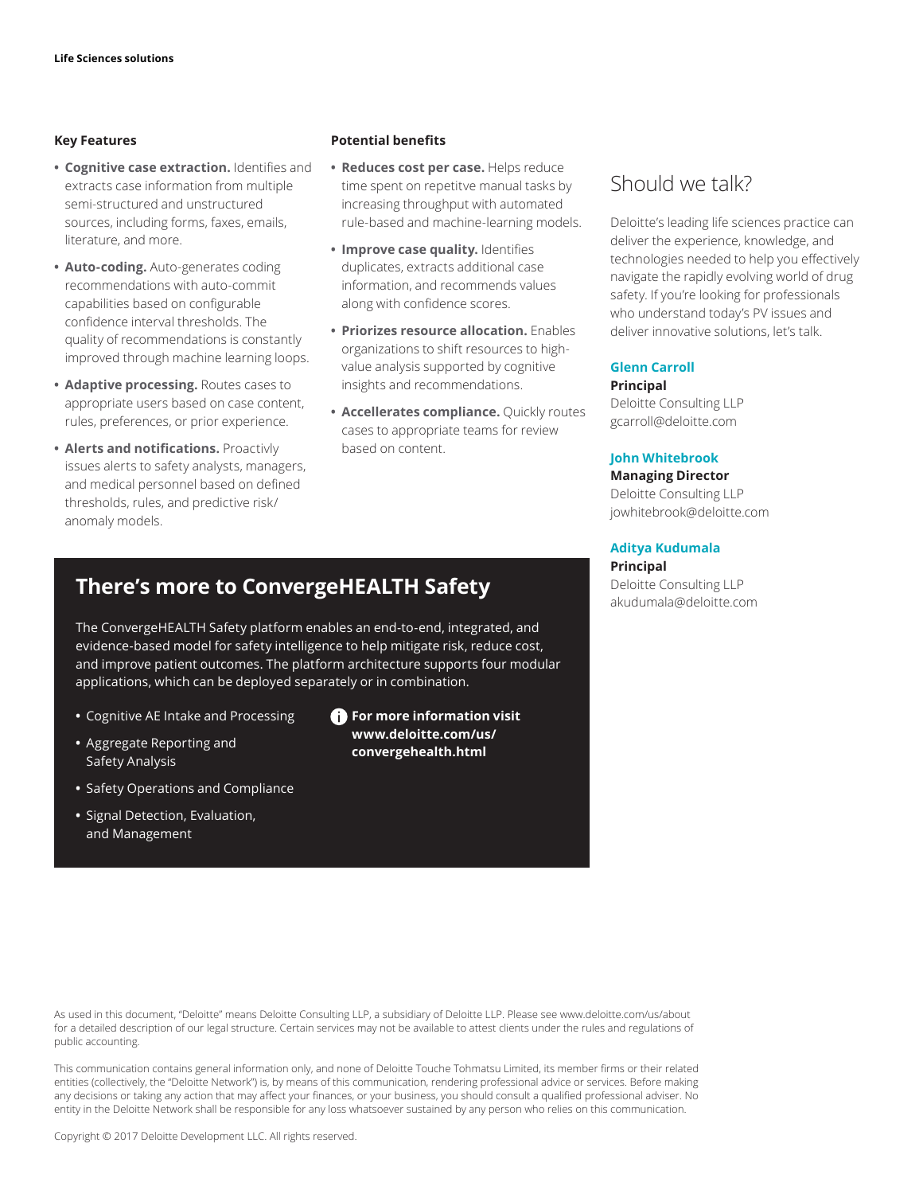### Key Features

- **Cognitive case extraction.** Identifies and extracts case information from multiple semi-structured and unstructured sources, including forms, faxes, emails, literature, and more.
- **Auto-coding.** Auto-generates coding recommendations with auto-commit capabilities based on configurable confidence interval thresholds. The quality of recommendations is constantly improved through machine learning loops.
- **Adaptive processing.** Routes cases to appropriate users based on case content, rules, preferences, or prior experience.
- **Alerts and notifications.** Proactivly issues alerts to safety analysts, managers, and medical personnel based on defined thresholds, rules, and predictive risk/anomaly models.

### Potential benefits

- **Reduces cost per case.** Helps reduce time spent on repetitve manual tasks by increasing throughput with automated rule-based and machine-learning models.
- **Improve case quality.** Identifies duplicates, extracts additional case information, and recommends values along with confidence scores.
- **Priorizes resource allocation.** Enables organizations to shift resources to high-value analysis supported by cognitive insights and recommendations.
- **Accellerates compliance.** Quickly routes cases to appropriate teams for review based on content.

## There's more to ConvergeHEALTH Safety

The ConvergeHEALTH Safety platform enables an end-to-end, integrated, and evidence-based model for safety intelligence to help mitigate risk, reduce cost, and improve patient outcomes. The platform architecture supports four modular applications, which can be deployed separately or in combination.

- Cognitive AE Intake and Processing
- Aggregate Reporting and Safety Analysis
- Safety Operations and Compliance
- Signal Detection, Evaluation, and Management

**For more information visit www.deloitte.com/us/convergehealth.html**

## Should we talk?

Deloitte's leading life sciences practice can deliver the experience, knowledge, and technologies needed to help you effectively navigate the rapidly evolving world of drug safety. If you're looking for professionals who understand today's PV issues and deliver innovative solutions, let's talk.

**Glenn Carroll**
**Principal**
Deloitte Consulting LLP
gcarroll@deloitte.com

**John Whitebrook**
**Managing Director**
Deloitte Consulting LLP
jowhitebrook@deloitte.com

**Aditya Kudumala**
**Principal**
Deloitte Consulting LLP
akudumala@deloitte.com

As used in this document, "Deloitte" means Deloitte Consulting LLP, a subsidiary of Deloitte LLP. Please see www.deloitte.com/us/about for a detailed description of our legal structure. Certain services may not be available to attest clients under the rules and regulations of public accounting.

This communication contains general information only, and none of Deloitte Touche Tohmatsu Limited, its member firms or their related entities (collectively, the "Deloitte Network") is, by means of this communication, rendering professional advice or services. Before making any decisions or taking any action that may affect your finances, or your business, you should consult a qualified professional adviser. No entity in the Deloitte Network shall be responsible for any loss whatsoever sustained by any person who relies on this communication.

Copyright © 2017 Deloitte Development LLC. All rights reserved.